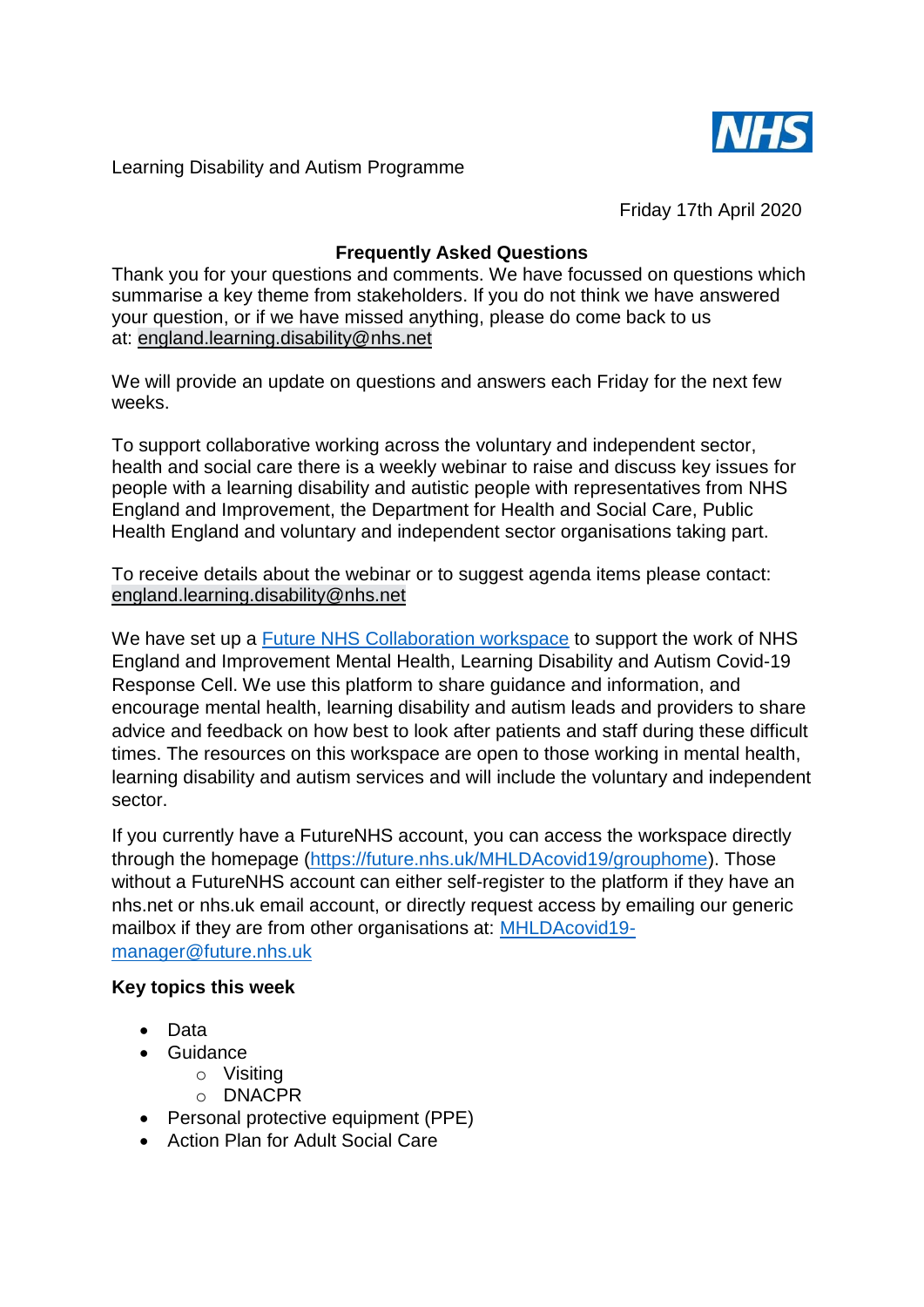Learning Disability and Autism Programme

Friday 17th April 2020

## Frequently Asked Questions

Thank you for your questions and comments. We have focussed on questions which summarise a key theme from stakeholders. If you do not think we have answered your question, or if we have missed anything, please do come back to us at: england.learning.disability@nhs.net

We will provide an update on questions and answers each Friday for the next few weeks.

To support collaborative working across the voluntary and independent sector, health and social care there is a weekly webinar to raise and discuss key issues for people with a learning disability and autistic people with representatives from NHS England and Improvement, the Department for Health and Social Care, Public Health England and voluntary and independent sector organisations taking part.

To receive details about the webinar or to suggest agenda items please contact: england.learning.disability@nhs.net

We have set up a Future NHS Collaboration workspace to support the work of NHS England and Improvement Mental Health, Learning Disability and Autism Covid-19 Response Cell. We use this platform to share guidance and information, and encourage mental health, learning disability and autism leads and providers to share advice and feedback on how best to look after patients and staff during these difficult times. The resources on this workspace are open to those working in mental health, learning disability and autism services and will include the voluntary and independent sector.

If you currently have a FutureNHS account, you can access the workspace directly through the homepage (https://future.nhs.uk/MHLDAcovid19/grouphome). Those without a FutureNHS account can either self-register to the platform if they have an nhs.net or nhs.uk email account, or directly request access by emailing our generic mailbox if they are from other organisations at: MHLDAcovid19-manager@future.nhs.uk

**Key topics this week**

- Data
- Guidance
  - Visiting
  - DNACPR
- Personal protective equipment (PPE)
- Action Plan for Adult Social Care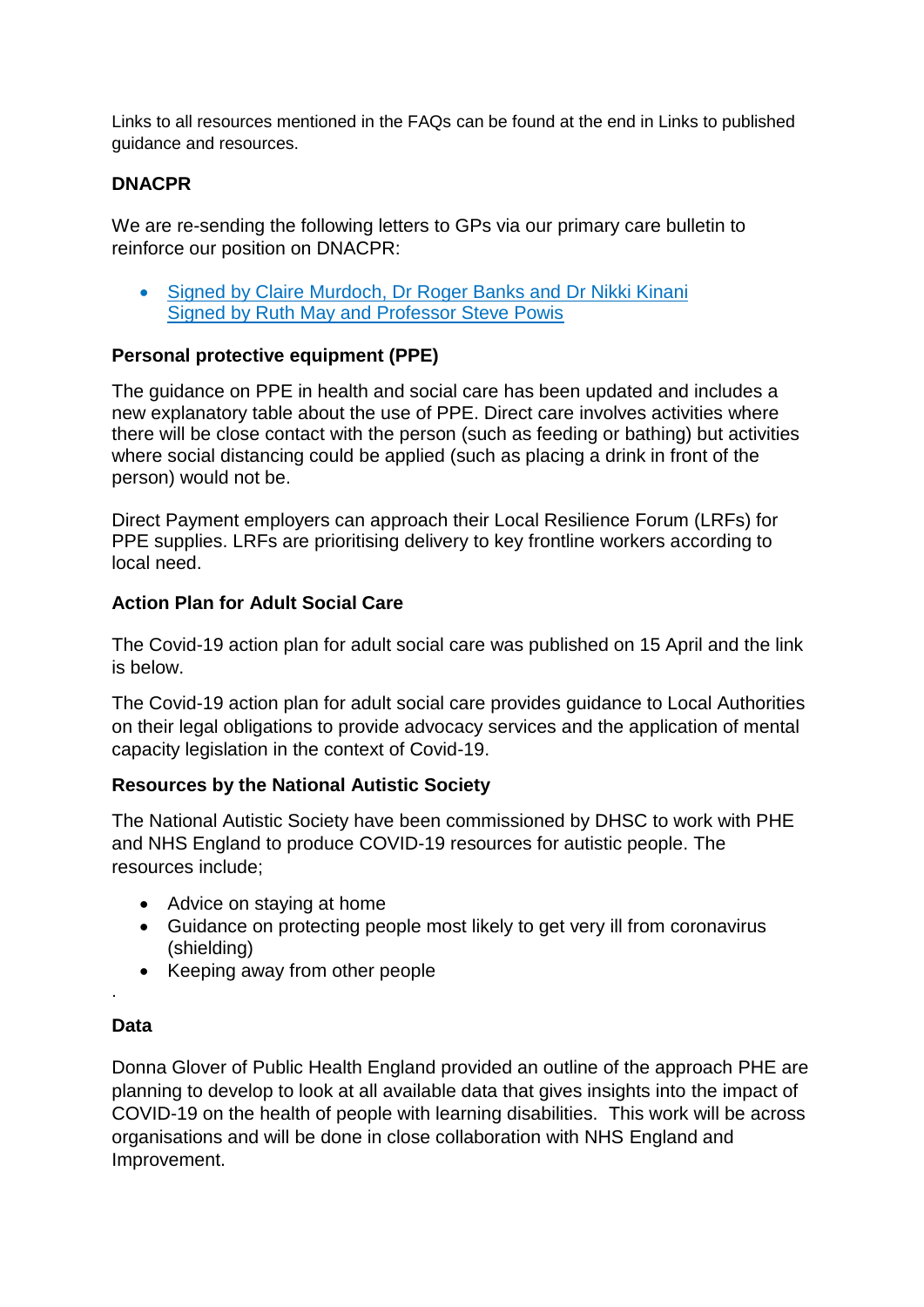Links to all resources mentioned in the FAQs can be found at the end in Links to published guidance and resources.

**DNACPR**

We are re-sending the following letters to GPs via our primary care bulletin to reinforce our position on DNACPR:

- Signed by Claire Murdoch, Dr Roger Banks and Dr Nikki Kinani
  Signed by Ruth May and Professor Steve Powis

**Personal protective equipment (PPE)**

The guidance on PPE in health and social care has been updated and includes a new explanatory table about the use of PPE. Direct care involves activities where there will be close contact with the person (such as feeding or bathing) but activities where social distancing could be applied (such as placing a drink in front of the person) would not be.

Direct Payment employers can approach their Local Resilience Forum (LRFs) for PPE supplies. LRFs are prioritising delivery to key frontline workers according to local need.

**Action Plan for Adult Social Care**

The Covid-19 action plan for adult social care was published on 15 April and the link is below.

The Covid-19 action plan for adult social care provides guidance to Local Authorities on their legal obligations to provide advocacy services and the application of mental capacity legislation in the context of Covid-19.

**Resources by the National Autistic Society**

The National Autistic Society have been commissioned by DHSC to work with PHE and NHS England to produce COVID-19 resources for autistic people. The resources include;

- Advice on staying at home
- Guidance on protecting people most likely to get very ill from coronavirus (shielding)
- Keeping away from other people

.

**Data**

Donna Glover of Public Health England provided an outline of the approach PHE are planning to develop to look at all available data that gives insights into the impact of COVID-19 on the health of people with learning disabilities. This work will be across organisations and will be done in close collaboration with NHS England and Improvement.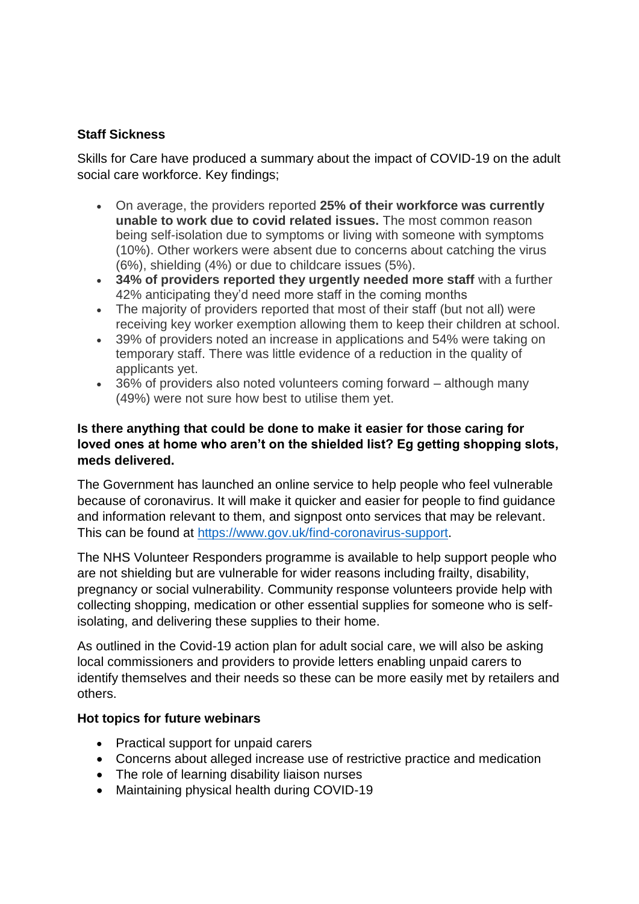**Staff Sickness**

Skills for Care have produced a summary about the impact of COVID-19 on the adult social care workforce. Key findings;

- On average, the providers reported **25% of their workforce was currently unable to work due to covid related issues.** The most common reason being self-isolation due to symptoms or living with someone with symptoms (10%). Other workers were absent due to concerns about catching the virus (6%), shielding (4%) or due to childcare issues (5%).
- **34% of providers reported they urgently needed more staff** with a further 42% anticipating they'd need more staff in the coming months
- The majority of providers reported that most of their staff (but not all) were receiving key worker exemption allowing them to keep their children at school.
- 39% of providers noted an increase in applications and 54% were taking on temporary staff. There was little evidence of a reduction in the quality of applicants yet.
- 36% of providers also noted volunteers coming forward – although many (49%) were not sure how best to utilise them yet.

**Is there anything that could be done to make it easier for those caring for loved ones at home who aren't on the shielded list? Eg getting shopping slots, meds delivered.**

The Government has launched an online service to help people who feel vulnerable because of coronavirus. It will make it quicker and easier for people to find guidance and information relevant to them, and signpost onto services that may be relevant. This can be found at [https://www.gov.uk/find-coronavirus-support](https://www.gov.uk/find-coronavirus-support).

The NHS Volunteer Responders programme is available to help support people who are not shielding but are vulnerable for wider reasons including frailty, disability, pregnancy or social vulnerability. Community response volunteers provide help with collecting shopping, medication or other essential supplies for someone who is self-isolating, and delivering these supplies to their home.

As outlined in the Covid-19 action plan for adult social care, we will also be asking local commissioners and providers to provide letters enabling unpaid carers to identify themselves and their needs so these can be more easily met by retailers and others.

**Hot topics for future webinars**

- Practical support for unpaid carers
- Concerns about alleged increase use of restrictive practice and medication
- The role of learning disability liaison nurses
- Maintaining physical health during COVID-19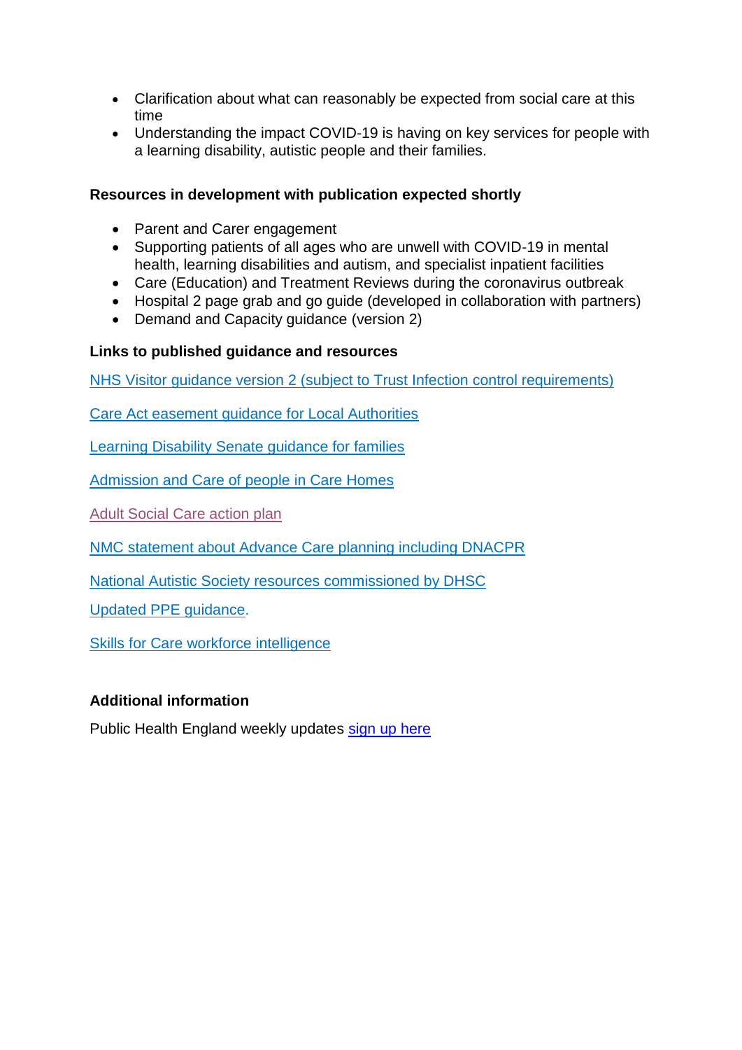- Clarification about what can reasonably be expected from social care at this time
- Understanding the impact COVID-19 is having on key services for people with a learning disability, autistic people and their families.

**Resources in development with publication expected shortly**

- Parent and Carer engagement
- Supporting patients of all ages who are unwell with COVID-19 in mental health, learning disabilities and autism, and specialist inpatient facilities
- Care (Education) and Treatment Reviews during the coronavirus outbreak
- Hospital 2 page grab and go guide (developed in collaboration with partners)
- Demand and Capacity guidance (version 2)

**Links to published guidance and resources**

NHS Visitor guidance version 2 (subject to Trust Infection control requirements)

Care Act easement guidance for Local Authorities

Learning Disability Senate guidance for families

Admission and Care of people in Care Homes

Adult Social Care action plan

NMC statement about Advance Care planning including DNACPR

National Autistic Society resources commissioned by DHSC

Updated PPE guidance.

Skills for Care workforce intelligence

**Additional information**

Public Health England weekly updates sign up here